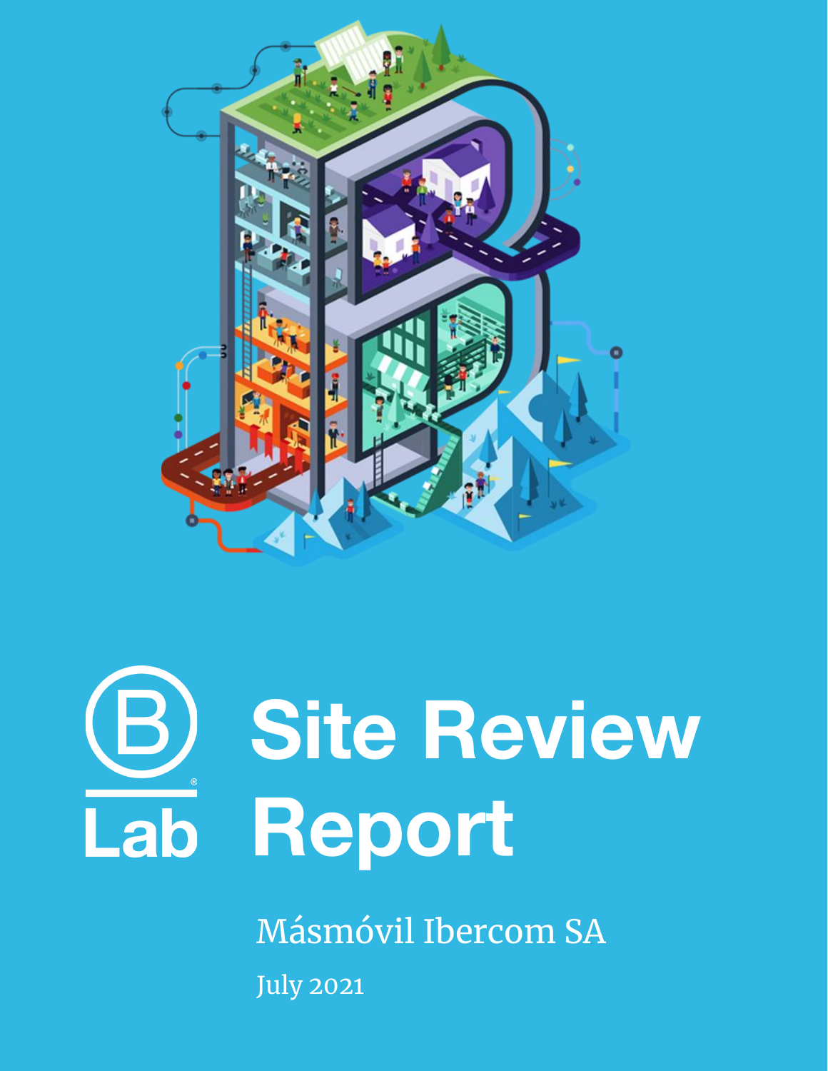B Lab

# Site Review Report

Másmóvil Ibercom SA

July 2021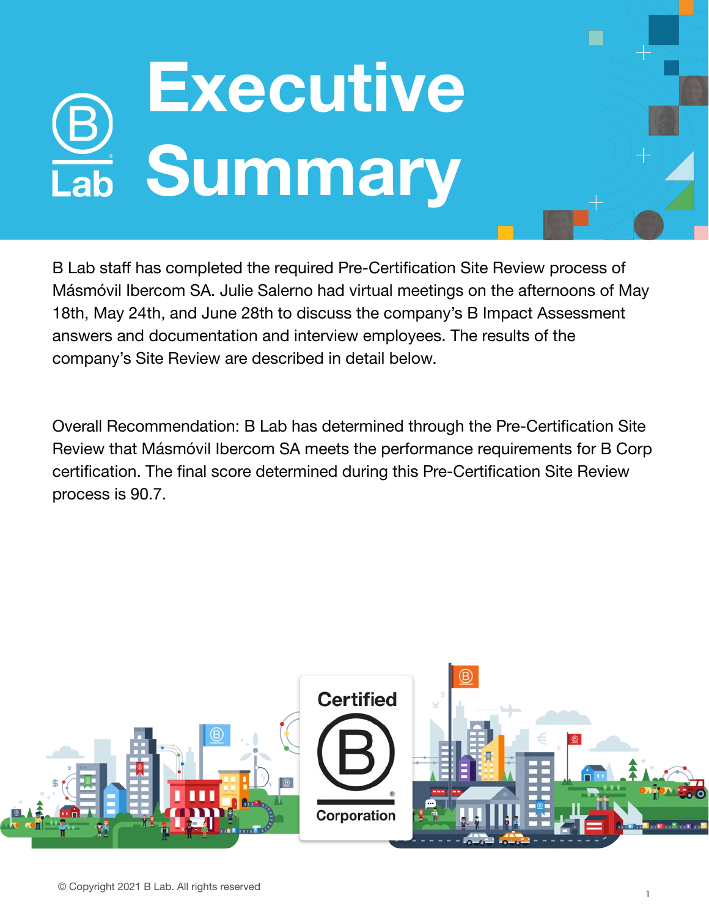# Executive Summary

B Lab staff has completed the required Pre-Certification Site Review process of Másmóvil Ibercom SA. Julie Salerno had virtual meetings on the afternoons of May 18th, May 24th, and June 28th to discuss the company's B Impact Assessment answers and documentation and interview employees. The results of the company's Site Review are described in detail below.

Overall Recommendation: B Lab has determined through the Pre-Certification Site Review that Másmóvil Ibercom SA meets the performance requirements for B Corp certification. The final score determined during this Pre-Certification Site Review process is 90.7.

© Copyright 2021 B Lab. All rights reserved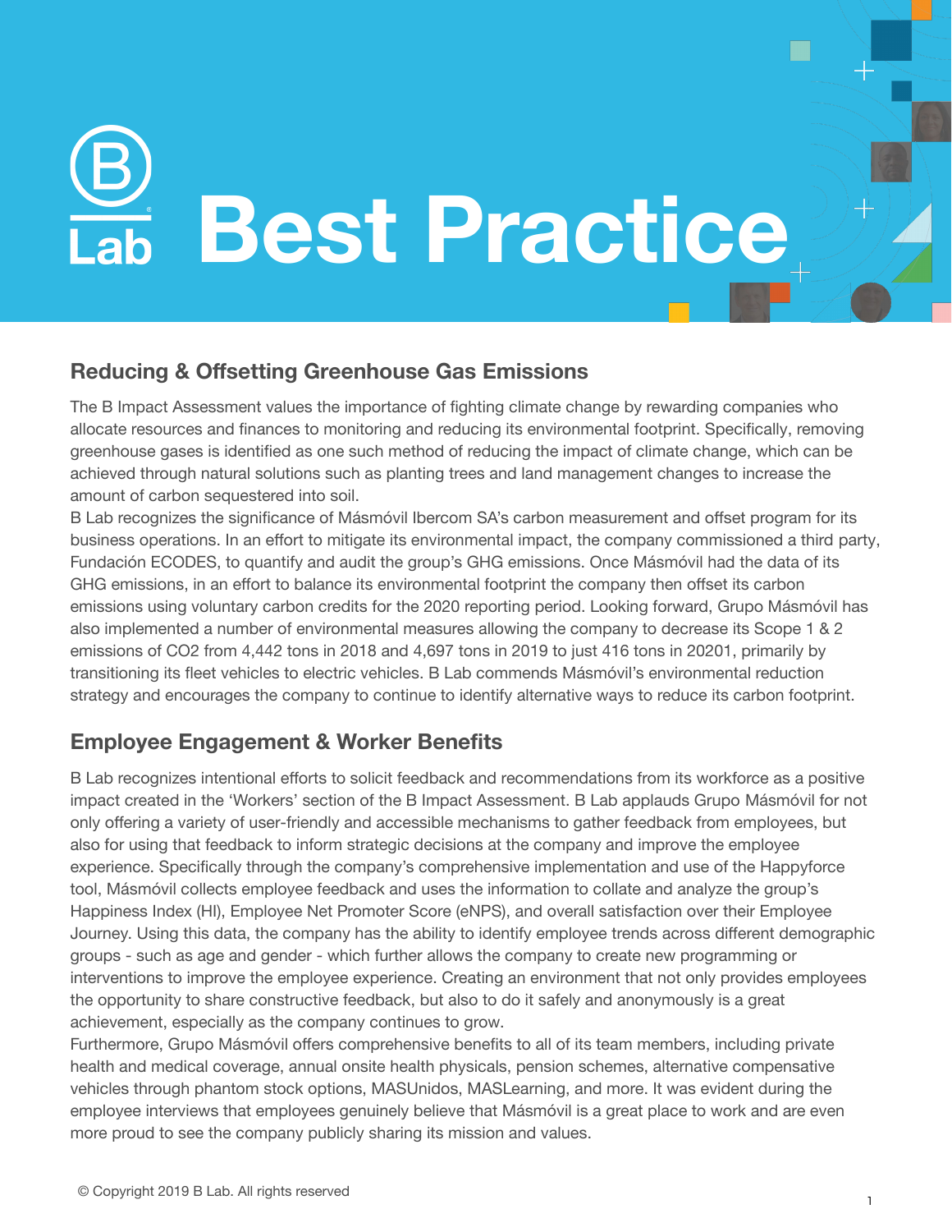# Best Practice

## Reducing & Offsetting Greenhouse Gas Emissions

The B Impact Assessment values the importance of fighting climate change by rewarding companies who allocate resources and finances to monitoring and reducing its environmental footprint. Specifically, removing greenhouse gases is identified as one such method of reducing the impact of climate change, which can be achieved through natural solutions such as planting trees and land management changes to increase the amount of carbon sequestered into soil.

B Lab recognizes the significance of Másmóvil Ibercom SA's carbon measurement and offset program for its business operations. In an effort to mitigate its environmental impact, the company commissioned a third party, Fundación ECODES, to quantify and audit the group's GHG emissions. Once Másmóvil had the data of its GHG emissions, in an effort to balance its environmental footprint the company then offset its carbon emissions using voluntary carbon credits for the 2020 reporting period. Looking forward, Grupo Másmóvil has also implemented a number of environmental measures allowing the company to decrease its Scope 1 & 2 emissions of $CO_2$ from 4,442 tons in 2018 and 4,697 tons in 2019 to just 416 tons in 2020[1], primarily by transitioning its fleet vehicles to electric vehicles. B Lab commends Másmóvil's environmental reduction strategy and encourages the company to continue to identify alternative ways to reduce its carbon footprint.

## Employee Engagement & Worker Benefits

B Lab recognizes intentional efforts to solicit feedback and recommendations from its workforce as a positive impact created in the 'Workers' section of the B Impact Assessment. B Lab applauds Grupo Másmóvil for not only offering a variety of user-friendly and accessible mechanisms to gather feedback from employees, but also for using that feedback to inform strategic decisions at the company and improve the employee experience. Specifically through the company's comprehensive implementation and use of the Happyforce tool, Másmóvil collects employee feedback and uses the information to collate and analyze the group's Happiness Index (HI), Employee Net Promoter Score (eNPS), and overall satisfaction over their Employee Journey. Using this data, the company has the ability to identify employee trends across different demographic groups - such as age and gender - which further allows the company to create new programming or interventions to improve the employee experience. Creating an environment that not only provides employees the opportunity to share constructive feedback, but also to do it safely and anonymously is a great achievement, especially as the company continues to grow.

Furthermore, Grupo Másmóvil offers comprehensive benefits to all of its team members, including private health and medical coverage, annual onsite health physicals, pension schemes, alternative compensative vehicles through phantom stock options, MASUnidos, MASLearning, and more. It was evident during the employee interviews that employees genuinely believe that Másmóvil is a great place to work and are even more proud to see the company publicly sharing its mission and values.

© Copyright 2019 B Lab. All rights reserved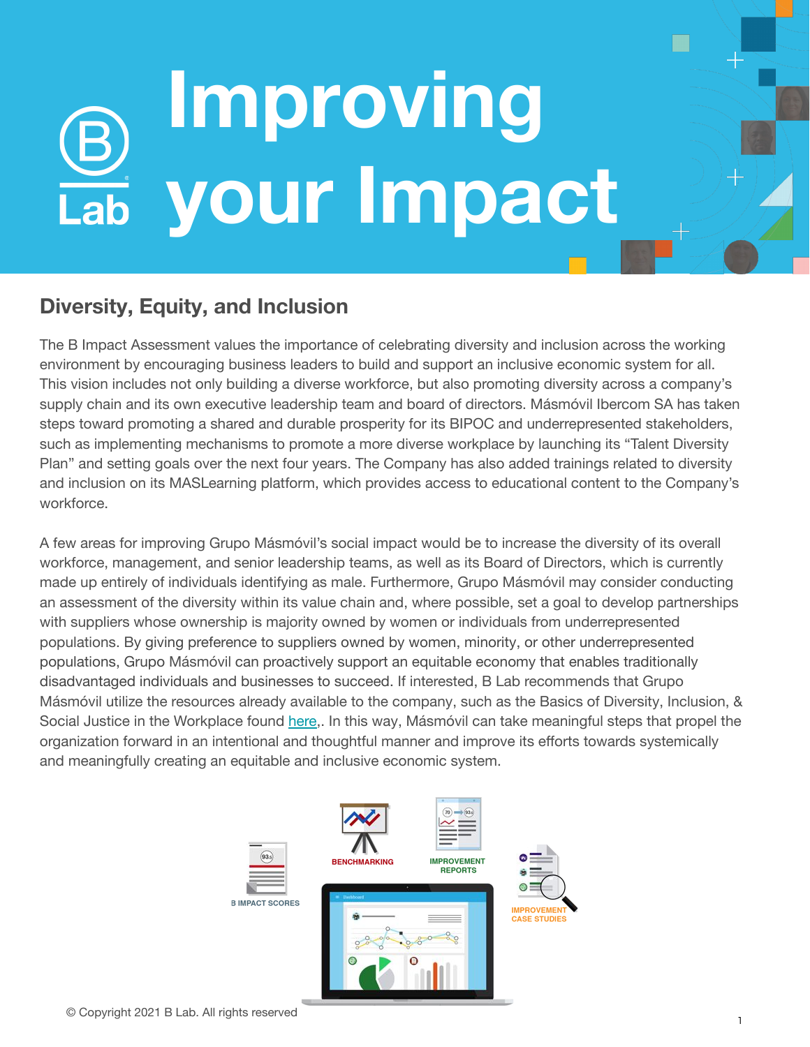# Improving your Impact

## Diversity, Equity, and Inclusion

The B Impact Assessment values the importance of celebrating diversity and inclusion across the working environment by encouraging business leaders to build and support an inclusive economic system for all. This vision includes not only building a diverse workforce, but also promoting diversity across a company's supply chain and its own executive leadership team and board of directors. Másmóvil Ibercom SA has taken steps toward promoting a shared and durable prosperity for its BIPOC and underrepresented stakeholders, such as implementing mechanisms to promote a more diverse workplace by launching its "Talent Diversity Plan" and setting goals over the next four years. The Company has also added trainings related to diversity and inclusion on its MASLearning platform, which provides access to educational content to the Company's workforce.

A few areas for improving Grupo Másmóvil's social impact would be to increase the diversity of its overall workforce, management, and senior leadership teams, as well as its Board of Directors, which is currently made up entirely of individuals identifying as male. Furthermore, Grupo Másmóvil may consider conducting an assessment of the diversity within its value chain and, where possible, set a goal to develop partnerships with suppliers whose ownership is majority owned by women or individuals from underrepresented populations. By giving preference to suppliers owned by women, minority, or other underrepresented populations, Grupo Másmóvil can proactively support an equitable economy that enables traditionally disadvantaged individuals and businesses to succeed. If interested, B Lab recommends that Grupo Másmóvil utilize the resources already available to the company, such as the Basics of Diversity, Inclusion, & Social Justice in the Workplace found here,. In this way, Másmóvil can take meaningful steps that propel the organization forward in an intentional and thoughtful manner and improve its efforts towards systemically and meaningfully creating an equitable and inclusive economic system.

B IMPACT SCORES · BENCHMARKING · IMPROVEMENT REPORTS · IMPROVEMENT CASE STUDIES

© Copyright 2021 B Lab. All rights reserved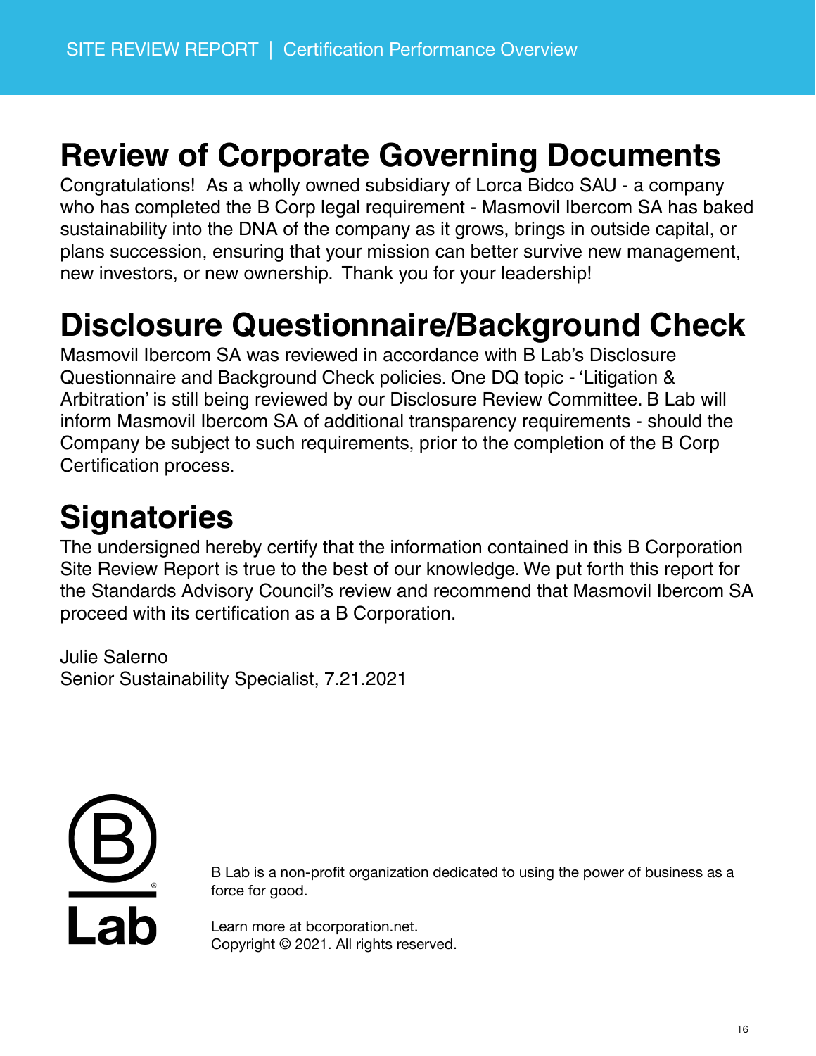## Review of Corporate Governing Documents

Congratulations!  As a wholly owned subsidiary of Lorca Bidco SAU - a company who has completed the B Corp legal requirement - Masmovil Ibercom SA has baked sustainability into the DNA of the company as it grows, brings in outside capital, or plans succession, ensuring that your mission can better survive new management, new investors, or new ownership.  Thank you for your leadership!

## Disclosure Questionnaire/Background Check

Masmovil Ibercom SA was reviewed in accordance with B Lab's Disclosure Questionnaire and Background Check policies. One DQ topic - 'Litigation & Arbitration' is still being reviewed by our Disclosure Review Committee. B Lab will inform Masmovil Ibercom SA of additional transparency requirements - should the Company be subject to such requirements, prior to the completion of the B Corp Certification process.

## Signatories

The undersigned hereby certify that the information contained in this B Corporation Site Review Report is true to the best of our knowledge. We put forth this report for the Standards Advisory Council's review and recommend that Masmovil Ibercom SA proceed with its certification as a B Corporation.

Julie Salerno
Senior Sustainability Specialist, 7.21.2021

B Lab

B Lab is a non-profit organization dedicated to using the power of business as a force for good.

Learn more at bcorporation.net.
Copyright © 2021. All rights reserved.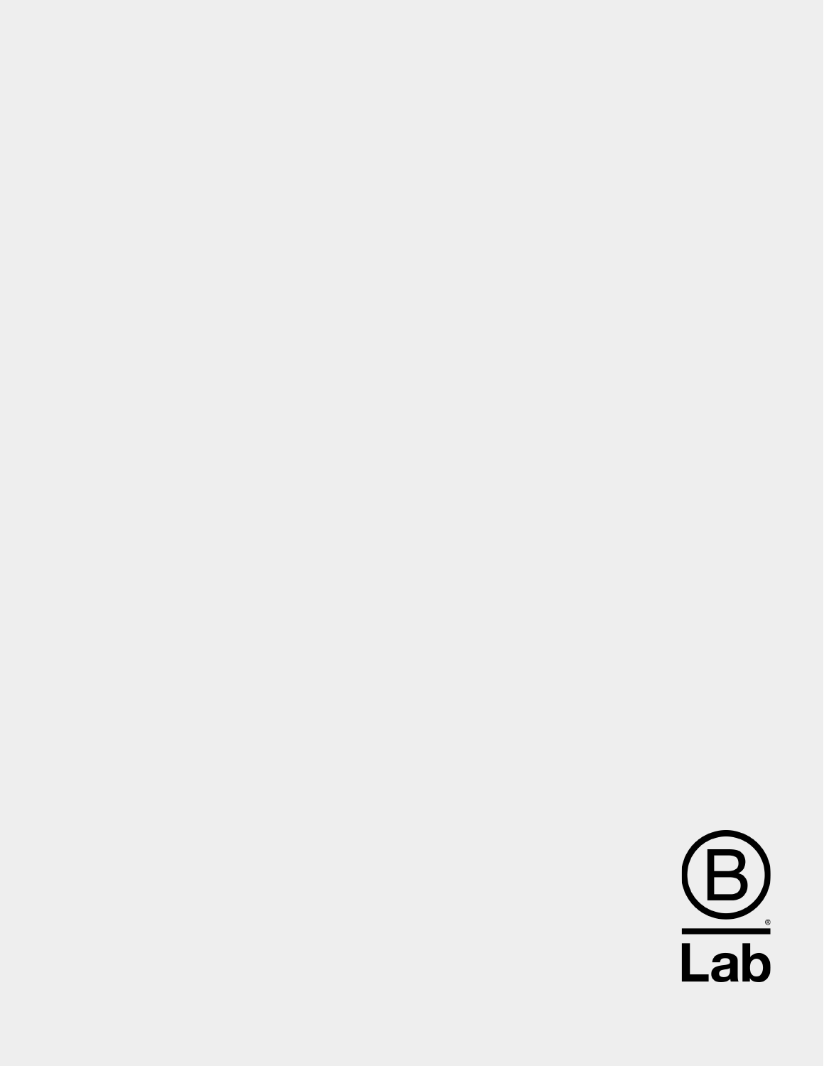B

Lab